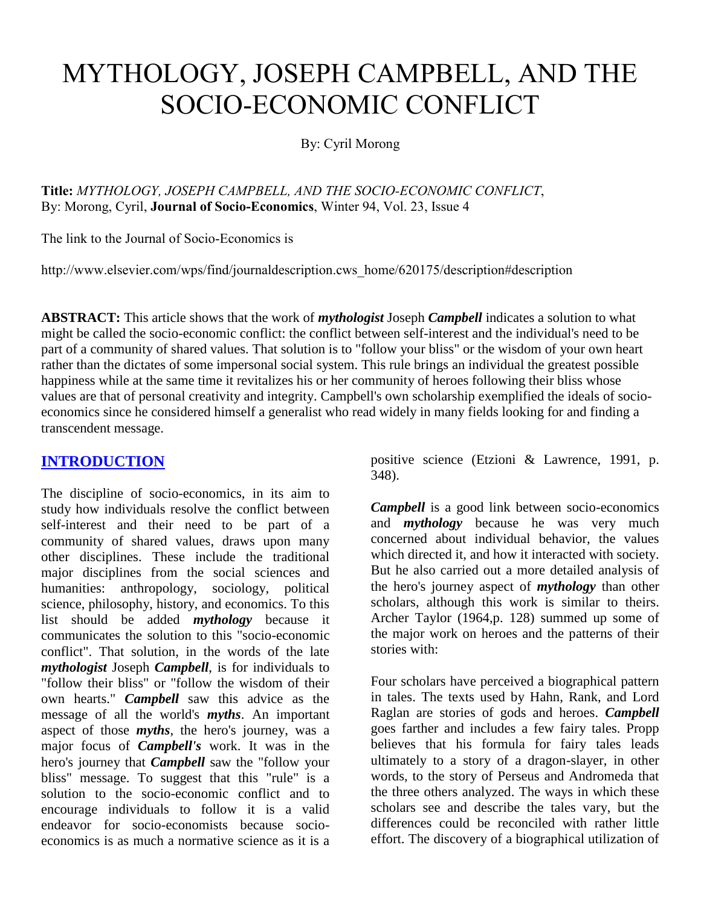# MYTHOLOGY, JOSEPH CAMPBELL, AND THE SOCIO-ECONOMIC CONFLICT

By: Cyril Morong

**Title:** *MYTHOLOGY, JOSEPH CAMPBELL, AND THE SOCIO-ECONOMIC CONFLICT*, By: Morong, Cyril, **Journal of Socio-Economics**, Winter 94, Vol. 23, Issue 4

The link to the Journal of Socio-Economics is

http://www.elsevier.com/wps/find/journaldescription.cws_home/620175/description#description

**ABSTRACT:** This article shows that the work of ***mythologist*** Joseph ***Campbell*** indicates a solution to what might be called the socio-economic conflict: the conflict between self-interest and the individual's need to be part of a community of shared values. That solution is to "follow your bliss" or the wisdom of your own heart rather than the dictates of some impersonal social system. This rule brings an individual the greatest possible happiness while at the same time it revitalizes his or her community of heroes following their bliss whose values are that of personal creativity and integrity. Campbell's own scholarship exemplified the ideals of socio-economics since he considered himself a generalist who read widely in many fields looking for and finding a transcendent message.

## INTRODUCTION

The discipline of socio-economics, in its aim to study how individuals resolve the conflict between self-interest and their need to be part of a community of shared values, draws upon many other disciplines. These include the traditional major disciplines from the social sciences and humanities: anthropology, sociology, political science, philosophy, history, and economics. To this list should be added ***mythology*** because it communicates the solution to this "socio-economic conflict". That solution, in the words of the late ***mythologist*** Joseph ***Campbell***, is for individuals to "follow their bliss" or "follow the wisdom of their own hearts." ***Campbell*** saw this advice as the message of all the world's ***myths***. An important aspect of those ***myths***, the hero's journey, was a major focus of ***Campbell's*** work. It was in the hero's journey that ***Campbell*** saw the "follow your bliss" message. To suggest that this "rule" is a solution to the socio-economic conflict and to encourage individuals to follow it is a valid endeavor for socio-economists because socio-economics is as much a normative science as it is a positive science (Etzioni & Lawrence, 1991, p. 348).

***Campbell*** is a good link between socio-economics and ***mythology*** because he was very much concerned about individual behavior, the values which directed it, and how it interacted with society. But he also carried out a more detailed analysis of the hero's journey aspect of ***mythology*** than other scholars, although this work is similar to theirs. Archer Taylor (1964,p. 128) summed up some of the major work on heroes and the patterns of their stories with:

Four scholars have perceived a biographical pattern in tales. The texts used by Hahn, Rank, and Lord Raglan are stories of gods and heroes. ***Campbell*** goes farther and includes a few fairy tales. Propp believes that his formula for fairy tales leads ultimately to a story of a dragon-slayer, in other words, to the story of Perseus and Andromeda that the three others analyzed. The ways in which these scholars see and describe the tales vary, but the differences could be reconciled with rather little effort. The discovery of a biographical utilization of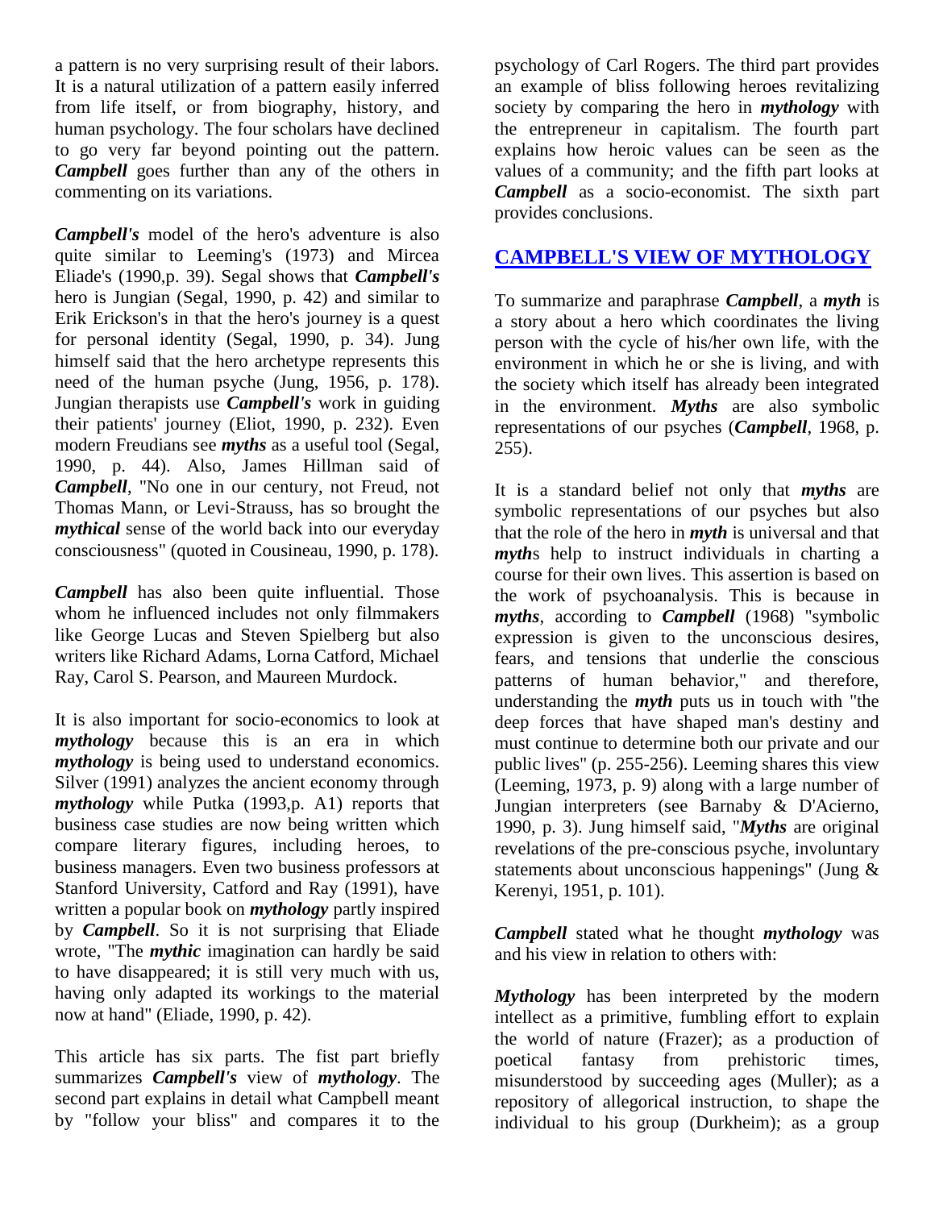a pattern is no very surprising result of their labors. It is a natural utilization of a pattern easily inferred from life itself, or from biography, history, and human psychology. The four scholars have declined to go very far beyond pointing out the pattern. ***Campbell*** goes further than any of the others in commenting on its variations.

***Campbell's*** model of the hero's adventure is also quite similar to Leeming's (1973) and Mircea Eliade's (1990,p. 39). Segal shows that ***Campbell's*** hero is Jungian (Segal, 1990, p. 42) and similar to Erik Erickson's in that the hero's journey is a quest for personal identity (Segal, 1990, p. 34). Jung himself said that the hero archetype represents this need of the human psyche (Jung, 1956, p. 178). Jungian therapists use ***Campbell's*** work in guiding their patients' journey (Eliot, 1990, p. 232). Even modern Freudians see ***myths*** as a useful tool (Segal, 1990, p. 44). Also, James Hillman said of ***Campbell***, "No one in our century, not Freud, not Thomas Mann, or Levi-Strauss, has so brought the ***mythical*** sense of the world back into our everyday consciousness" (quoted in Cousineau, 1990, p. 178).

***Campbell*** has also been quite influential. Those whom he influenced includes not only filmmakers like George Lucas and Steven Spielberg but also writers like Richard Adams, Lorna Catford, Michael Ray, Carol S. Pearson, and Maureen Murdock.

It is also important for socio-economics to look at ***mythology*** because this is an era in which ***mythology*** is being used to understand economics. Silver (1991) analyzes the ancient economy through ***mythology*** while Putka (1993,p. A1) reports that business case studies are now being written which compare literary figures, including heroes, to business managers. Even two business professors at Stanford University, Catford and Ray (1991), have written a popular book on ***mythology*** partly inspired by ***Campbell***. So it is not surprising that Eliade wrote, "The ***mythic*** imagination can hardly be said to have disappeared; it is still very much with us, having only adapted its workings to the material now at hand" (Eliade, 1990, p. 42).

This article has six parts. The fist part briefly summarizes ***Campbell's*** view of ***mythology***. The second part explains in detail what Campbell meant by "follow your bliss" and compares it to the psychology of Carl Rogers. The third part provides an example of bliss following heroes revitalizing society by comparing the hero in ***mythology*** with the entrepreneur in capitalism. The fourth part explains how heroic values can be seen as the values of a community; and the fifth part looks at ***Campbell*** as a socio-economist. The sixth part provides conclusions.

## CAMPBELL'S VIEW OF MYTHOLOGY

To summarize and paraphrase ***Campbell***, a ***myth*** is a story about a hero which coordinates the living person with the cycle of his/her own life, with the environment in which he or she is living, and with the society which itself has already been integrated in the environment. ***Myths*** are also symbolic representations of our psyches (***Campbell***, 1968, p. 255).

It is a standard belief not only that ***myths*** are symbolic representations of our psyches but also that the role of the hero in ***myth*** is universal and that ***myth***s help to instruct individuals in charting a course for their own lives. This assertion is based on the work of psychoanalysis. This is because in ***myths***, according to ***Campbell*** (1968) "symbolic expression is given to the unconscious desires, fears, and tensions that underlie the conscious patterns of human behavior," and therefore, understanding the ***myth*** puts us in touch with "the deep forces that have shaped man's destiny and must continue to determine both our private and our public lives" (p. 255-256). Leeming shares this view (Leeming, 1973, p. 9) along with a large number of Jungian interpreters (see Barnaby & D'Acierno, 1990, p. 3). Jung himself said, "***Myths*** are original revelations of the pre-conscious psyche, involuntary statements about unconscious happenings" (Jung & Kerenyi, 1951, p. 101).

***Campbell*** stated what he thought ***mythology*** was and his view in relation to others with:

***Mythology*** has been interpreted by the modern intellect as a primitive, fumbling effort to explain the world of nature (Frazer); as a production of poetical fantasy from prehistoric times, misunderstood by succeeding ages (Muller); as a repository of allegorical instruction, to shape the individual to his group (Durkheim); as a group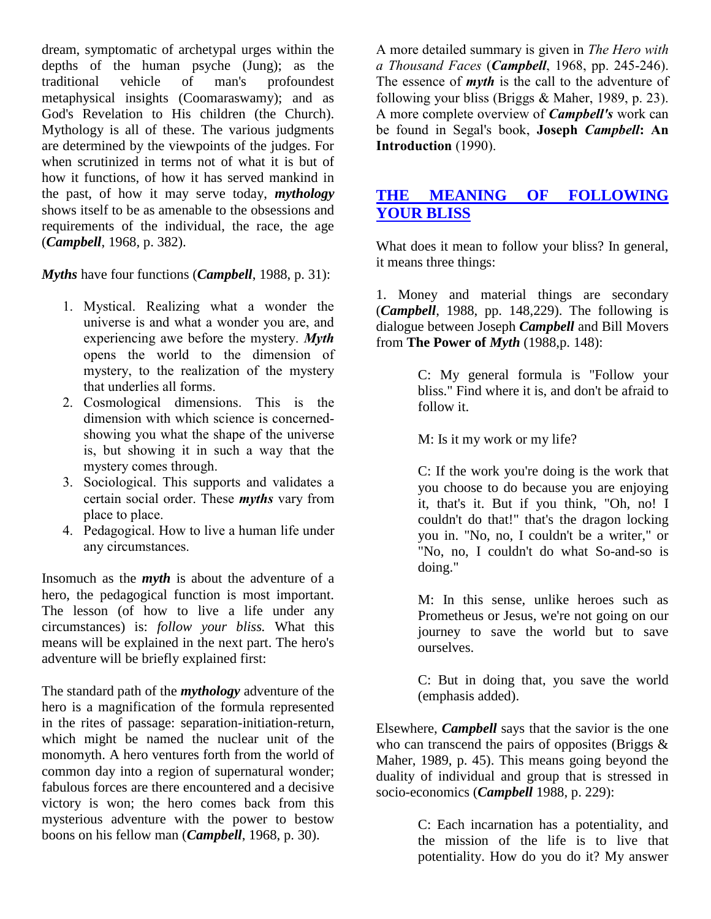dream, symptomatic of archetypal urges within the depths of the human psyche (Jung); as the traditional vehicle of man's profoundest metaphysical insights (Coomaraswamy); and as God's Revelation to His children (the Church). Mythology is all of these. The various judgments are determined by the viewpoints of the judges. For when scrutinized in terms not of what it is but of how it functions, of how it has served mankind in the past, of how it may serve today, ***mythology*** shows itself to be as amenable to the obsessions and requirements of the individual, the race, the age (***Campbell***, 1968, p. 382).

***Myths*** have four functions (***Campbell***, 1988, p. 31):

1. Mystical. Realizing what a wonder the universe is and what a wonder you are, and experiencing awe before the mystery. ***Myth*** opens the world to the dimension of mystery, to the realization of the mystery that underlies all forms.
2. Cosmological dimensions. This is the dimension with which science is concerned-showing you what the shape of the universe is, but showing it in such a way that the mystery comes through.
3. Sociological. This supports and validates a certain social order. These ***myths*** vary from place to place.
4. Pedagogical. How to live a human life under any circumstances.

Insomuch as the ***myth*** is about the adventure of a hero, the pedagogical function is most important. The lesson (of how to live a life under any circumstances) is: *follow your bliss.* What this means will be explained in the next part. The hero's adventure will be briefly explained first:

The standard path of the ***mythology*** adventure of the hero is a magnification of the formula represented in the rites of passage: separation-initiation-return, which might be named the nuclear unit of the monomyth. A hero ventures forth from the world of common day into a region of supernatural wonder; fabulous forces are there encountered and a decisive victory is won; the hero comes back from this mysterious adventure with the power to bestow boons on his fellow man (***Campbell***, 1968, p. 30).

A more detailed summary is given in *The Hero with a Thousand Faces* (***Campbell***, 1968, pp. 245-246). The essence of ***myth*** is the call to the adventure of following your bliss (Briggs & Maher, 1989, p. 23). A more complete overview of ***Campbell's*** work can be found in Segal's book, **Joseph *Campbell*: An Introduction** (1990).

## THE MEANING OF FOLLOWING YOUR BLISS

What does it mean to follow your bliss? In general, it means three things:

1. Money and material things are secondary (***Campbell***, 1988, pp. 148,229). The following is dialogue between Joseph ***Campbell*** and Bill Movers from **The Power of *Myth*** (1988,p. 148):

> C: My general formula is "Follow your bliss." Find where it is, and don't be afraid to follow it.
>
> M: Is it my work or my life?
>
> C: If the work you're doing is the work that you choose to do because you are enjoying it, that's it. But if you think, "Oh, no! I couldn't do that!" that's the dragon locking you in. "No, no, I couldn't be a writer," or "No, no, I couldn't do what So-and-so is doing."
>
> M: In this sense, unlike heroes such as Prometheus or Jesus, we're not going on our journey to save the world but to save ourselves.
>
> C: But in doing that, you save the world (emphasis added).

Elsewhere, ***Campbell*** says that the savior is the one who can transcend the pairs of opposites (Briggs & Maher, 1989, p. 45). This means going beyond the duality of individual and group that is stressed in socio-economics (***Campbell*** 1988, p. 229):

> C: Each incarnation has a potentiality, and the mission of the life is to live that potentiality. How do you do it? My answer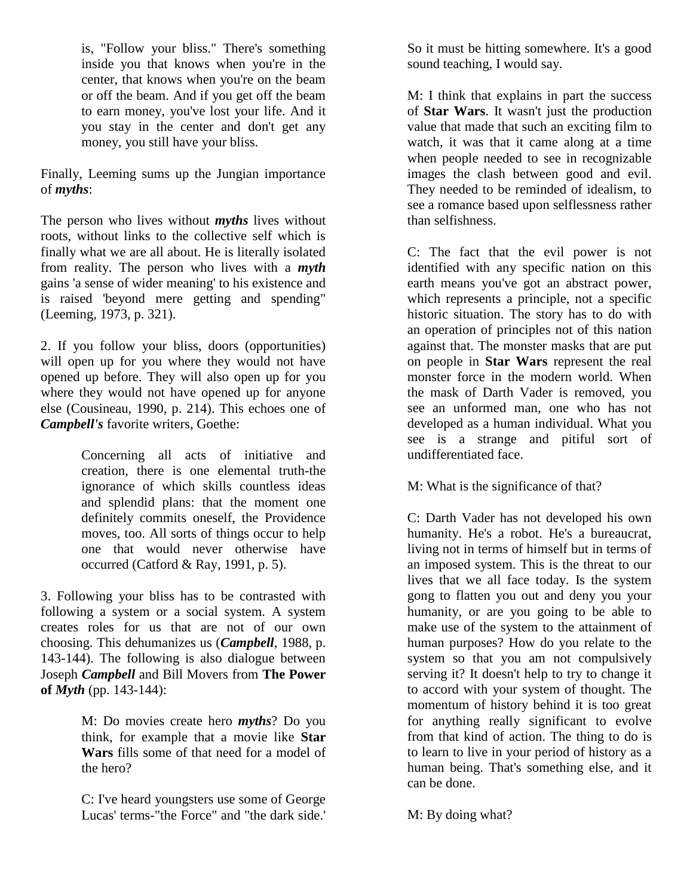> is, "Follow your bliss." There's something inside you that knows when you're in the center, that knows when you're on the beam or off the beam. And if you get off the beam to earn money, you've lost your life. And it you stay in the center and don't get any money, you still have your bliss.

Finally, Leeming sums up the Jungian importance of ***myths***:

The person who lives without ***myths*** lives without roots, without links to the collective self which is finally what we are all about. He is literally isolated from reality. The person who lives with a ***myth*** gains 'a sense of wider meaning' to his existence and is raised 'beyond mere getting and spending" (Leeming, 1973, p. 321).

2. If you follow your bliss, doors (opportunities) will open up for you where they would not have opened up before. They will also open up for you where they would not have opened up for anyone else (Cousineau, 1990, p. 214). This echoes one of ***Campbell's*** favorite writers, Goethe:

> Concerning all acts of initiative and creation, there is one elemental truth-the ignorance of which skills countless ideas and splendid plans: that the moment one definitely commits oneself, the Providence moves, too. All sorts of things occur to help one that would never otherwise have occurred (Catford & Ray, 1991, p. 5).

3. Following your bliss has to be contrasted with following a system or a social system. A system creates roles for us that are not of our own choosing. This dehumanizes us (***Campbell***, 1988, p. 143-144). The following is also dialogue between Joseph ***Campbell*** and Bill Movers from **The Power of *Myth*** (pp. 143-144):

> M: Do movies create hero ***myths***? Do you think, for example that a movie like **Star Wars** fills some of that need for a model of the hero?
>
> C: I've heard youngsters use some of George Lucas' terms-"the Force" and "the dark side.' So it must be hitting somewhere. It's a good sound teaching, I would say.
>
> M: I think that explains in part the success of **Star Wars**. It wasn't just the production value that made that such an exciting film to watch, it was that it came along at a time when people needed to see in recognizable images the clash between good and evil. They needed to be reminded of idealism, to see a romance based upon selflessness rather than selfishness.
>
> C: The fact that the evil power is not identified with any specific nation on this earth means you've got an abstract power, which represents a principle, not a specific historic situation. The story has to do with an operation of principles not of this nation against that. The monster masks that are put on people in **Star Wars** represent the real monster force in the modern world. When the mask of Darth Vader is removed, you see an unformed man, one who has not developed as a human individual. What you see is a strange and pitiful sort of undifferentiated face.
>
> M: What is the significance of that?
>
> C: Darth Vader has not developed his own humanity. He's a robot. He's a bureaucrat, living not in terms of himself but in terms of an imposed system. This is the threat to our lives that we all face today. Is the system gong to flatten you out and deny you your humanity, or are you going to be able to make use of the system to the attainment of human purposes? How do you relate to the system so that you am not compulsively serving it? It doesn't help to try to change it to accord with your system of thought. The momentum of history behind it is too great for anything really significant to evolve from that kind of action. The thing to do is to learn to live in your period of history as a human being. That's something else, and it can be done.
>
> M: By doing what?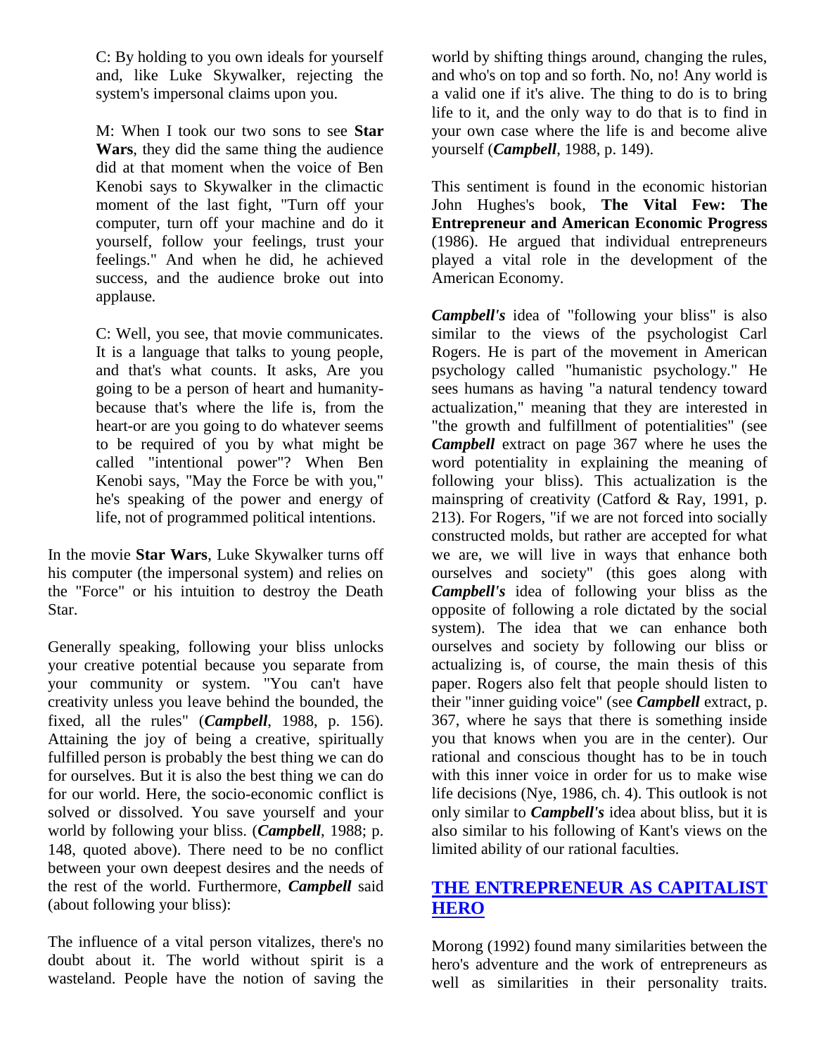C: By holding to you own ideals for yourself and, like Luke Skywalker, rejecting the system's impersonal claims upon you.

M: When I took our two sons to see **Star Wars**, they did the same thing the audience did at that moment when the voice of Ben Kenobi says to Skywalker in the climactic moment of the last fight, "Turn off your computer, turn off your machine and do it yourself, follow your feelings, trust your feelings." And when he did, he achieved success, and the audience broke out into applause.

C: Well, you see, that movie communicates. It is a language that talks to young people, and that's what counts. It asks, Are you going to be a person of heart and humanity-because that's where the life is, from the heart-or are you going to do whatever seems to be required of you by what might be called "intentional power"? When Ben Kenobi says, "May the Force be with you," he's speaking of the power and energy of life, not of programmed political intentions.

In the movie **Star Wars**, Luke Skywalker turns off his computer (the impersonal system) and relies on the "Force" or his intuition to destroy the Death Star.

Generally speaking, following your bliss unlocks your creative potential because you separate from your community or system. "You can't have creativity unless you leave behind the bounded, the fixed, all the rules" (***Campbell***, 1988, p. 156). Attaining the joy of being a creative, spiritually fulfilled person is probably the best thing we can do for ourselves. But it is also the best thing we can do for our world. Here, the socio-economic conflict is solved or dissolved. You save yourself and your world by following your bliss. (***Campbell***, 1988; p. 148, quoted above). There need to be no conflict between your own deepest desires and the needs of the rest of the world. Furthermore, ***Campbell*** said (about following your bliss):

The influence of a vital person vitalizes, there's no doubt about it. The world without spirit is a wasteland. People have the notion of saving the world by shifting things around, changing the rules, and who's on top and so forth. No, no! Any world is a valid one if it's alive. The thing to do is to bring life to it, and the only way to do that is to find in your own case where the life is and become alive yourself (***Campbell***, 1988, p. 149).

This sentiment is found in the economic historian John Hughes's book, **The Vital Few: The Entrepreneur and American Economic Progress** (1986). He argued that individual entrepreneurs played a vital role in the development of the American Economy.

***Campbell's*** idea of "following your bliss" is also similar to the views of the psychologist Carl Rogers. He is part of the movement in American psychology called "humanistic psychology." He sees humans as having "a natural tendency toward actualization," meaning that they are interested in "the growth and fulfillment of potentialities" (see ***Campbell*** extract on page 367 where he uses the word potentiality in explaining the meaning of following your bliss). This actualization is the mainspring of creativity (Catford & Ray, 1991, p. 213). For Rogers, "if we are not forced into socially constructed molds, but rather are accepted for what we are, we will live in ways that enhance both ourselves and society" (this goes along with ***Campbell's*** idea of following your bliss as the opposite of following a role dictated by the social system). The idea that we can enhance both ourselves and society by following our bliss or actualizing is, of course, the main thesis of this paper. Rogers also felt that people should listen to their "inner guiding voice" (see ***Campbell*** extract, p. 367, where he says that there is something inside you that knows when you are in the center). Our rational and conscious thought has to be in touch with this inner voice in order for us to make wise life decisions (Nye, 1986, ch. 4). This outlook is not only similar to ***Campbell's*** idea about bliss, but it is also similar to his following of Kant's views on the limited ability of our rational faculties.

## THE ENTREPRENEUR AS CAPITALIST HERO

Morong (1992) found many similarities between the hero's adventure and the work of entrepreneurs as well as similarities in their personality traits.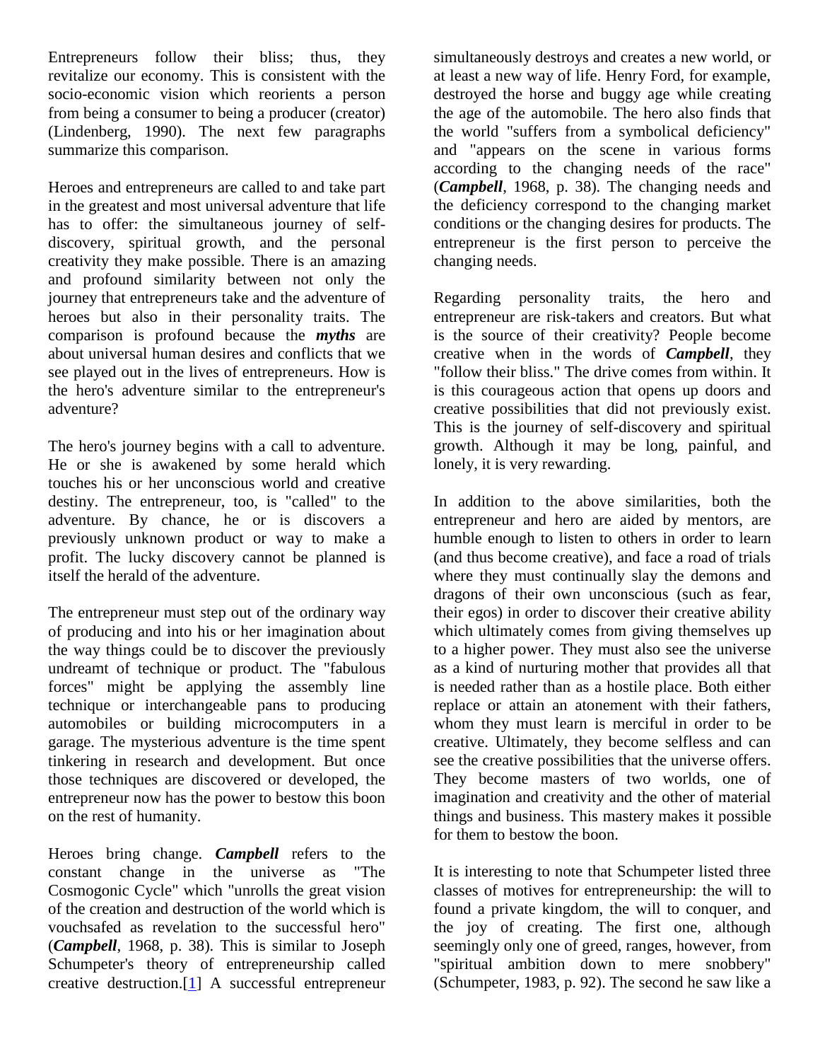Entrepreneurs follow their bliss; thus, they revitalize our economy. This is consistent with the socio-economic vision which reorients a person from being a consumer to being a producer (creator) (Lindenberg, 1990). The next few paragraphs summarize this comparison.

Heroes and entrepreneurs are called to and take part in the greatest and most universal adventure that life has to offer: the simultaneous journey of self-discovery, spiritual growth, and the personal creativity they make possible. There is an amazing and profound similarity between not only the journey that entrepreneurs take and the adventure of heroes but also in their personality traits. The comparison is profound because the ***myths*** are about universal human desires and conflicts that we see played out in the lives of entrepreneurs. How is the hero's adventure similar to the entrepreneur's adventure?

The hero's journey begins with a call to adventure. He or she is awakened by some herald which touches his or her unconscious world and creative destiny. The entrepreneur, too, is "called" to the adventure. By chance, he or is discovers a previously unknown product or way to make a profit. The lucky discovery cannot be planned is itself the herald of the adventure.

The entrepreneur must step out of the ordinary way of producing and into his or her imagination about the way things could be to discover the previously undreamt of technique or product. The "fabulous forces" might be applying the assembly line technique or interchangeable pans to producing automobiles or building microcomputers in a garage. The mysterious adventure is the time spent tinkering in research and development. But once those techniques are discovered or developed, the entrepreneur now has the power to bestow this boon on the rest of humanity.

Heroes bring change. ***Campbell*** refers to the constant change in the universe as "The Cosmogonic Cycle" which "unrolls the great vision of the creation and destruction of the world which is vouchsafed as revelation to the successful hero" (***Campbell***, 1968, p. 38). This is similar to Joseph Schumpeter's theory of entrepreneurship called creative destruction.[1] A successful entrepreneur simultaneously destroys and creates a new world, or at least a new way of life. Henry Ford, for example, destroyed the horse and buggy age while creating the age of the automobile. The hero also finds that the world "suffers from a symbolical deficiency" and "appears on the scene in various forms according to the changing needs of the race" (***Campbell***, 1968, p. 38). The changing needs and the deficiency correspond to the changing market conditions or the changing desires for products. The entrepreneur is the first person to perceive the changing needs.

Regarding personality traits, the hero and entrepreneur are risk-takers and creators. But what is the source of their creativity? People become creative when in the words of ***Campbell***, they "follow their bliss." The drive comes from within. It is this courageous action that opens up doors and creative possibilities that did not previously exist. This is the journey of self-discovery and spiritual growth. Although it may be long, painful, and lonely, it is very rewarding.

In addition to the above similarities, both the entrepreneur and hero are aided by mentors, are humble enough to listen to others in order to learn (and thus become creative), and face a road of trials where they must continually slay the demons and dragons of their own unconscious (such as fear, their egos) in order to discover their creative ability which ultimately comes from giving themselves up to a higher power. They must also see the universe as a kind of nurturing mother that provides all that is needed rather than as a hostile place. Both either replace or attain an atonement with their fathers, whom they must learn is merciful in order to be creative. Ultimately, they become selfless and can see the creative possibilities that the universe offers. They become masters of two worlds, one of imagination and creativity and the other of material things and business. This mastery makes it possible for them to bestow the boon.

It is interesting to note that Schumpeter listed three classes of motives for entrepreneurship: the will to found a private kingdom, the will to conquer, and the joy of creating. The first one, although seemingly only one of greed, ranges, however, from "spiritual ambition down to mere snobbery" (Schumpeter, 1983, p. 92). The second he saw like a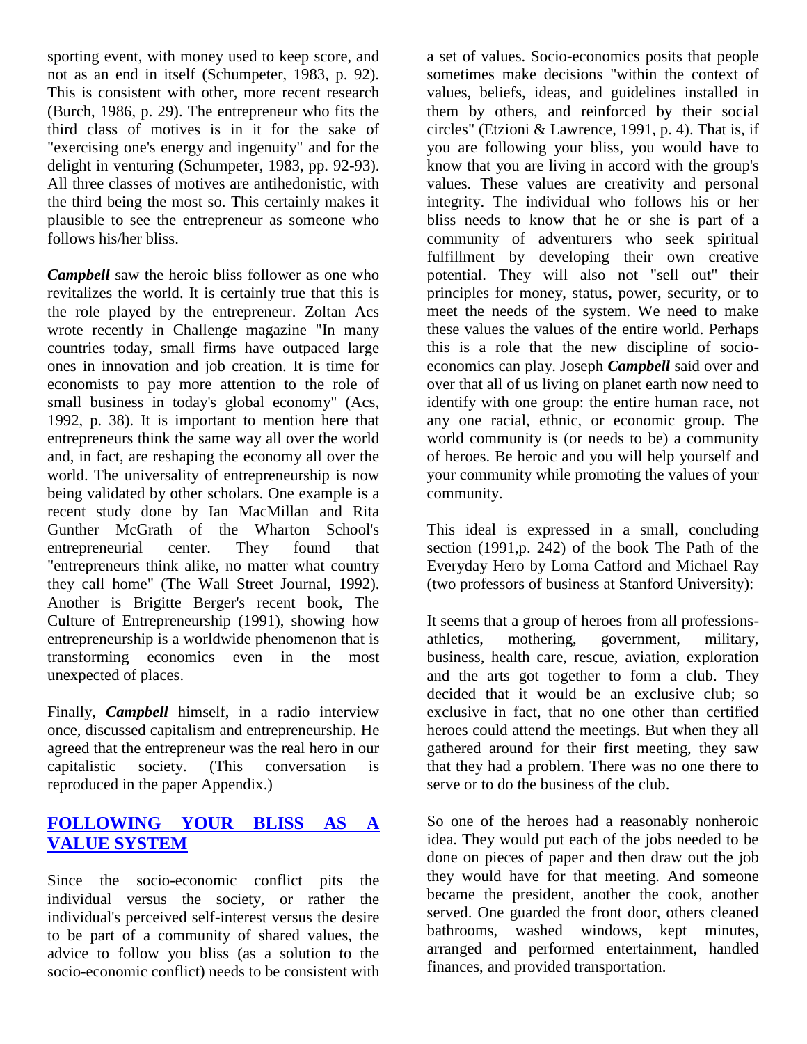sporting event, with money used to keep score, and not as an end in itself (Schumpeter, 1983, p. 92). This is consistent with other, more recent research (Burch, 1986, p. 29). The entrepreneur who fits the third class of motives is in it for the sake of "exercising one's energy and ingenuity" and for the delight in venturing (Schumpeter, 1983, pp. 92-93). All three classes of motives are antihedonistic, with the third being the most so. This certainly makes it plausible to see the entrepreneur as someone who follows his/her bliss.

***Campbell*** saw the heroic bliss follower as one who revitalizes the world. It is certainly true that this is the role played by the entrepreneur. Zoltan Acs wrote recently in Challenge magazine "In many countries today, small firms have outpaced large ones in innovation and job creation. It is time for economists to pay more attention to the role of small business in today's global economy" (Acs, 1992, p. 38). It is important to mention here that entrepreneurs think the same way all over the world and, in fact, are reshaping the economy all over the world. The universality of entrepreneurship is now being validated by other scholars. One example is a recent study done by Ian MacMillan and Rita Gunther McGrath of the Wharton School's entrepreneurial center. They found that "entrepreneurs think alike, no matter what country they call home" (The Wall Street Journal, 1992). Another is Brigitte Berger's recent book, The Culture of Entrepreneurship (1991), showing how entrepreneurship is a worldwide phenomenon that is transforming economics even in the most unexpected of places.

Finally, ***Campbell*** himself, in a radio interview once, discussed capitalism and entrepreneurship. He agreed that the entrepreneur was the real hero in our capitalistic society. (This conversation is reproduced in the paper Appendix.)

## FOLLOWING YOUR BLISS AS A VALUE SYSTEM

Since the socio-economic conflict pits the individual versus the society, or rather the individual's perceived self-interest versus the desire to be part of a community of shared values, the advice to follow you bliss (as a solution to the socio-economic conflict) needs to be consistent with a set of values. Socio-economics posits that people sometimes make decisions "within the context of values, beliefs, ideas, and guidelines installed in them by others, and reinforced by their social circles" (Etzioni & Lawrence, 1991, p. 4). That is, if you are following your bliss, you would have to know that you are living in accord with the group's values. These values are creativity and personal integrity. The individual who follows his or her bliss needs to know that he or she is part of a community of adventurers who seek spiritual fulfillment by developing their own creative potential. They will also not "sell out" their principles for money, status, power, security, or to meet the needs of the system. We need to make these values the values of the entire world. Perhaps this is a role that the new discipline of socio-economics can play. Joseph ***Campbell*** said over and over that all of us living on planet earth now need to identify with one group: the entire human race, not any one racial, ethnic, or economic group. The world community is (or needs to be) a community of heroes. Be heroic and you will help yourself and your community while promoting the values of your community.

This ideal is expressed in a small, concluding section (1991,p. 242) of the book The Path of the Everyday Hero by Lorna Catford and Michael Ray (two professors of business at Stanford University):

It seems that a group of heroes from all professions-athletics, mothering, government, military, business, health care, rescue, aviation, exploration and the arts got together to form a club. They decided that it would be an exclusive club; so exclusive in fact, that no one other than certified heroes could attend the meetings. But when they all gathered around for their first meeting, they saw that they had a problem. There was no one there to serve or to do the business of the club.

So one of the heroes had a reasonably nonheroic idea. They would put each of the jobs needed to be done on pieces of paper and then draw out the job they would have for that meeting. And someone became the president, another the cook, another served. One guarded the front door, others cleaned bathrooms, washed windows, kept minutes, arranged and performed entertainment, handled finances, and provided transportation.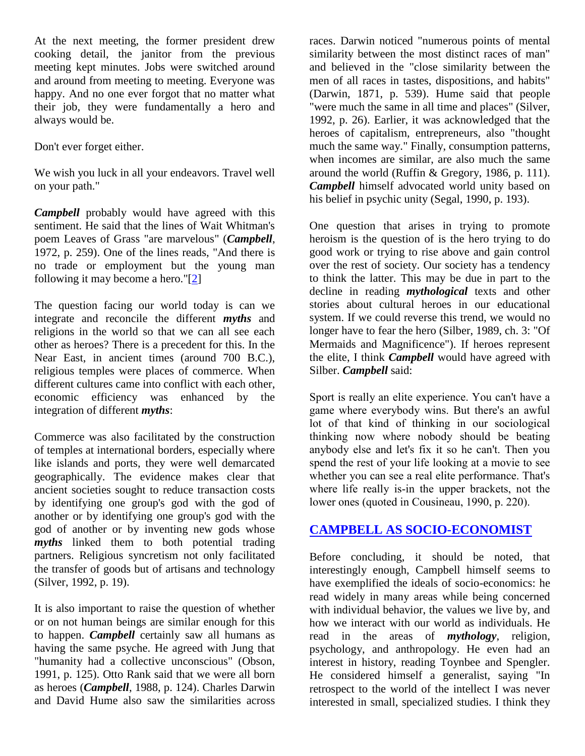At the next meeting, the former president drew cooking detail, the janitor from the previous meeting kept minutes. Jobs were switched around and around from meeting to meeting. Everyone was happy. And no one ever forgot that no matter what their job, they were fundamentally a hero and always would be.

Don't ever forget either.

We wish you luck in all your endeavors. Travel well on your path."

***Campbell*** probably would have agreed with this sentiment. He said that the lines of Wait Whitman's poem Leaves of Grass "are marvelous" (***Campbell***, 1972, p. 259). One of the lines reads, "And there is no trade or employment but the young man following it may become a hero."[2]

The question facing our world today is can we integrate and reconcile the different ***myths*** and religions in the world so that we can all see each other as heroes? There is a precedent for this. In the Near East, in ancient times (around 700 B.C.), religious temples were places of commerce. When different cultures came into conflict with each other, economic efficiency was enhanced by the integration of different ***myths***:

Commerce was also facilitated by the construction of temples at international borders, especially where like islands and ports, they were well demarcated geographically. The evidence makes clear that ancient societies sought to reduce transaction costs by identifying one group's god with the god of another or by identifying one group's god with the god of another or by inventing new gods whose ***myths*** linked them to both potential trading partners. Religious syncretism not only facilitated the transfer of goods but of artisans and technology (Silver, 1992, p. 19).

It is also important to raise the question of whether or on not human beings are similar enough for this to happen. ***Campbell*** certainly saw all humans as having the same psyche. He agreed with Jung that "humanity had a collective unconscious" (Obson, 1991, p. 125). Otto Rank said that we were all born as heroes (***Campbell***, 1988, p. 124). Charles Darwin and David Hume also saw the similarities across races. Darwin noticed "numerous points of mental similarity between the most distinct races of man" and believed in the "close similarity between the men of all races in tastes, dispositions, and habits" (Darwin, 1871, p. 539). Hume said that people "were much the same in all time and places" (Silver, 1992, p. 26). Earlier, it was acknowledged that the heroes of capitalism, entrepreneurs, also "thought much the same way." Finally, consumption patterns, when incomes are similar, are also much the same around the world (Ruffin & Gregory, 1986, p. 111). ***Campbell*** himself advocated world unity based on his belief in psychic unity (Segal, 1990, p. 193).

One question that arises in trying to promote heroism is the question of is the hero trying to do good work or trying to rise above and gain control over the rest of society. Our society has a tendency to think the latter. This may be due in part to the decline in reading ***mythological*** texts and other stories about cultural heroes in our educational system. If we could reverse this trend, we would no longer have to fear the hero (Silber, 1989, ch. 3: "Of Mermaids and Magnificence"). If heroes represent the elite, I think ***Campbell*** would have agreed with Silber. ***Campbell*** said:

Sport is really an elite experience. You can't have a game where everybody wins. But there's an awful lot of that kind of thinking in our sociological thinking now where nobody should be beating anybody else and let's fix it so he can't. Then you spend the rest of your life looking at a movie to see whether you can see a real elite performance. That's where life really is-in the upper brackets, not the lower ones (quoted in Cousineau, 1990, p. 220).

## CAMPBELL AS SOCIO-ECONOMIST

Before concluding, it should be noted, that interestingly enough, Campbell himself seems to have exemplified the ideals of socio-economics: he read widely in many areas while being concerned with individual behavior, the values we live by, and how we interact with our world as individuals. He read in the areas of ***mythology***, religion, psychology, and anthropology. He even had an interest in history, reading Toynbee and Spengler. He considered himself a generalist, saying "In retrospect to the world of the intellect I was never interested in small, specialized studies. I think they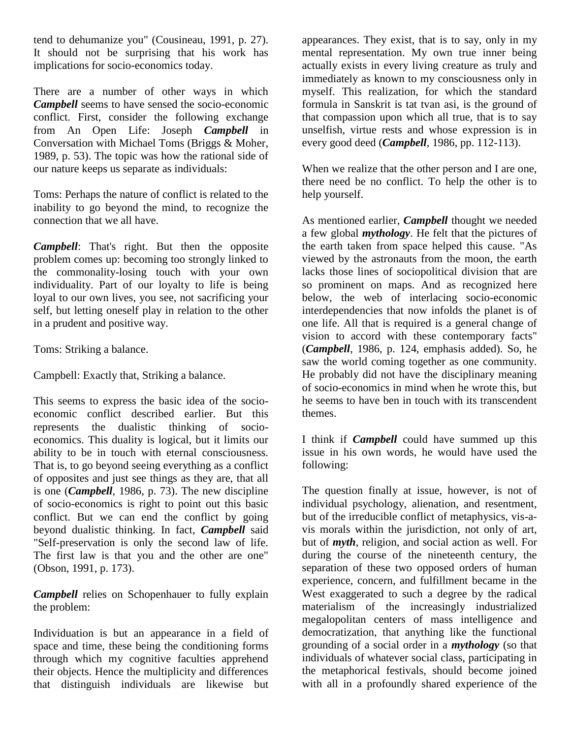tend to dehumanize you" (Cousineau, 1991, p. 27). It should not be surprising that his work has implications for socio-economics today.

There are a number of other ways in which ***Campbell*** seems to have sensed the socio-economic conflict. First, consider the following exchange from An Open Life: Joseph ***Campbell*** in Conversation with Michael Toms (Briggs & Moher, 1989, p. 53). The topic was how the rational side of our nature keeps us separate as individuals:

Toms: Perhaps the nature of conflict is related to the inability to go beyond the mind, to recognize the connection that we all have.

***Campbell***: That's right. But then the opposite problem comes up: becoming too strongly linked to the commonality-losing touch with your own individuality. Part of our loyalty to life is being loyal to our own lives, you see, not sacrificing your self, but letting oneself play in relation to the other in a prudent and positive way.

Toms: Striking a balance.

Campbell: Exactly that, Striking a balance.

This seems to express the basic idea of the socio-economic conflict described earlier. But this represents the dualistic thinking of socio-economics. This duality is logical, but it limits our ability to be in touch with eternal consciousness. That is, to go beyond seeing everything as a conflict of opposites and just see things as they are, that all is one (***Campbell***, 1986, p. 73). The new discipline of socio-economics is right to point out this basic conflict. But we can end the conflict by going beyond dualistic thinking. In fact, ***Campbell*** said "Self-preservation is only the second law of life. The first law is that you and the other are one" (Obson, 1991, p. 173).

***Campbell*** relies on Schopenhauer to fully explain the problem:

Individuation is but an appearance in a field of space and time, these being the conditioning forms through which my cognitive faculties apprehend their objects. Hence the multiplicity and differences that distinguish individuals are likewise but appearances. They exist, that is to say, only in my mental representation. My own true inner being actually exists in every living creature as truly and immediately as known to my consciousness only in myself. This realization, for which the standard formula in Sanskrit is tat tvan asi, is the ground of that compassion upon which all true, that is to say unselfish, virtue rests and whose expression is in every good deed (***Campbell***, 1986, pp. 112-113).

When we realize that the other person and I are one, there need be no conflict. To help the other is to help yourself.

As mentioned earlier, ***Campbell*** thought we needed a few global ***mythology***. He felt that the pictures of the earth taken from space helped this cause. "As viewed by the astronauts from the moon, the earth lacks those lines of sociopolitical division that are so prominent on maps. And as recognized here below, the web of interlacing socio-economic interdependencies that now infolds the planet is of one life. All that is required is a general change of vision to accord with these contemporary facts" (***Campbell***, 1986, p. 124, emphasis added). So, he saw the world coming together as one community. He probably did not have the disciplinary meaning of socio-economics in mind when he wrote this, but he seems to have ben in touch with its transcendent themes.

I think if ***Campbell*** could have summed up this issue in his own words, he would have used the following:

The question finally at issue, however, is not of individual psychology, alienation, and resentment, but of the irreducible conflict of metaphysics, vis-a-vis morals within the jurisdiction, not only of art, but of ***myth***, religion, and social action as well. For during the course of the nineteenth century, the separation of these two opposed orders of human experience, concern, and fulfillment became in the West exaggerated to such a degree by the radical materialism of the increasingly industrialized megalopolitan centers of mass intelligence and democratization, that anything like the functional grounding of a social order in a ***mythology*** (so that individuals of whatever social class, participating in the metaphorical festivals, should become joined with all in a profoundly shared experience of the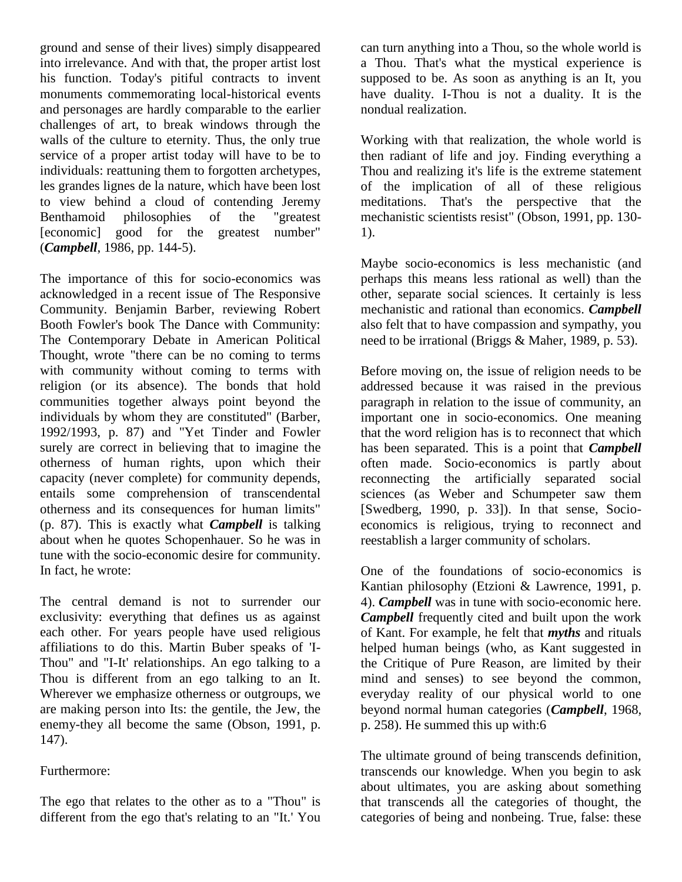ground and sense of their lives) simply disappeared into irrelevance. And with that, the proper artist lost his function. Today's pitiful contracts to invent monuments commemorating local-historical events and personages are hardly comparable to the earlier challenges of art, to break windows through the walls of the culture to eternity. Thus, the only true service of a proper artist today will have to be to individuals: reattuning them to forgotten archetypes, les grandes lignes de la nature, which have been lost to view behind a cloud of contending Jeremy Benthamoid philosophies of the "greatest [economic] good for the greatest number" (***Campbell***, 1986, pp. 144-5).

The importance of this for socio-economics was acknowledged in a recent issue of The Responsive Community. Benjamin Barber, reviewing Robert Booth Fowler's book The Dance with Community: The Contemporary Debate in American Political Thought, wrote "there can be no coming to terms with community without coming to terms with religion (or its absence). The bonds that hold communities together always point beyond the individuals by whom they are constituted" (Barber, 1992/1993, p. 87) and "Yet Tinder and Fowler surely are correct in believing that to imagine the otherness of human rights, upon which their capacity (never complete) for community depends, entails some comprehension of transcendental otherness and its consequences for human limits" (p. 87). This is exactly what ***Campbell*** is talking about when he quotes Schopenhauer. So he was in tune with the socio-economic desire for community. In fact, he wrote:

The central demand is not to surrender our exclusivity: everything that defines us as against each other. For years people have used religious affiliations to do this. Martin Buber speaks of 'I-Thou" and "I-It' relationships. An ego talking to a Thou is different from an ego talking to an It. Wherever we emphasize otherness or outgroups, we are making person into Its: the gentile, the Jew, the enemy-they all become the same (Obson, 1991, p. 147).

Furthermore:

The ego that relates to the other as to a "Thou" is different from the ego that's relating to an "It.' You can turn anything into a Thou, so the whole world is a Thou. That's what the mystical experience is supposed to be. As soon as anything is an It, you have duality. I-Thou is not a duality. It is the nondual realization.

Working with that realization, the whole world is then radiant of life and joy. Finding everything a Thou and realizing it's life is the extreme statement of the implication of all of these religious meditations. That's the perspective that the mechanistic scientists resist" (Obson, 1991, pp. 130-1).

Maybe socio-economics is less mechanistic (and perhaps this means less rational as well) than the other, separate social sciences. It certainly is less mechanistic and rational than economics. ***Campbell*** also felt that to have compassion and sympathy, you need to be irrational (Briggs & Maher, 1989, p. 53).

Before moving on, the issue of religion needs to be addressed because it was raised in the previous paragraph in relation to the issue of community, an important one in socio-economics. One meaning that the word religion has is to reconnect that which has been separated. This is a point that ***Campbell*** often made. Socio-economics is partly about reconnecting the artificially separated social sciences (as Weber and Schumpeter saw them [Swedberg, 1990, p. 33]). In that sense, Socio-economics is religious, trying to reconnect and reestablish a larger community of scholars.

One of the foundations of socio-economics is Kantian philosophy (Etzioni & Lawrence, 1991, p. 4). ***Campbell*** was in tune with socio-economic here. ***Campbell*** frequently cited and built upon the work of Kant. For example, he felt that ***myths*** and rituals helped human beings (who, as Kant suggested in the Critique of Pure Reason, are limited by their mind and senses) to see beyond the common, everyday reality of our physical world to one beyond normal human categories (***Campbell***, 1968, p. 258). He summed this up with:6

The ultimate ground of being transcends definition, transcends our knowledge. When you begin to ask about ultimates, you are asking about something that transcends all the categories of thought, the categories of being and nonbeing. True, false: these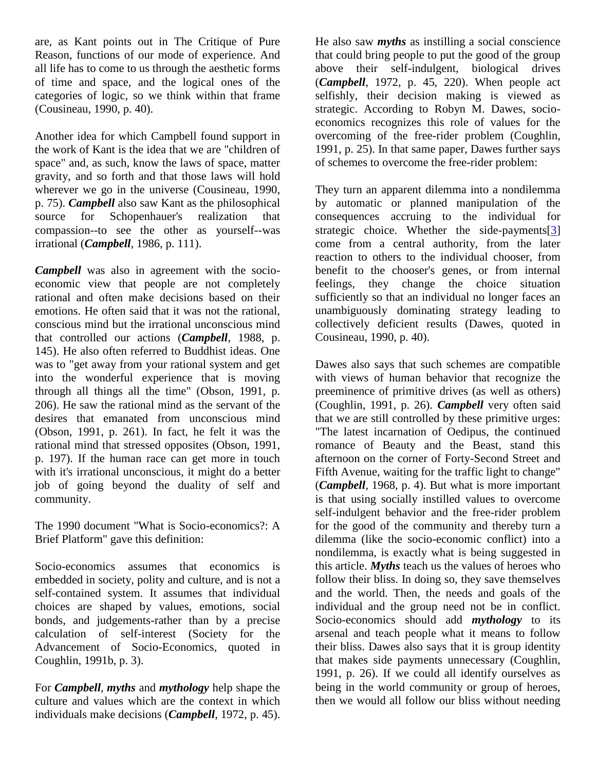are, as Kant points out in The Critique of Pure Reason, functions of our mode of experience. And all life has to come to us through the aesthetic forms of time and space, and the logical ones of the categories of logic, so we think within that frame (Cousineau, 1990, p. 40).

Another idea for which Campbell found support in the work of Kant is the idea that we are "children of space" and, as such, know the laws of space, matter gravity, and so forth and that those laws will hold wherever we go in the universe (Cousineau, 1990, p. 75). ***Campbell*** also saw Kant as the philosophical source for Schopenhauer's realization that compassion--to see the other as yourself--was irrational (***Campbell***, 1986, p. 111).

***Campbell*** was also in agreement with the socio-economic view that people are not completely rational and often make decisions based on their emotions. He often said that it was not the rational, conscious mind but the irrational unconscious mind that controlled our actions (***Campbell***, 1988, p. 145). He also often referred to Buddhist ideas. One was to "get away from your rational system and get into the wonderful experience that is moving through all things all the time" (Obson, 1991, p. 206). He saw the rational mind as the servant of the desires that emanated from unconscious mind (Obson, 1991, p. 261). In fact, he felt it was the rational mind that stressed opposites (Obson, 1991, p. 197). If the human race can get more in touch with it's irrational unconscious, it might do a better job of going beyond the duality of self and community.

The 1990 document "What is Socio-economics?: A Brief Platform" gave this definition:

Socio-economics assumes that economics is embedded in society, polity and culture, and is not a self-contained system. It assumes that individual choices are shaped by values, emotions, social bonds, and judgements-rather than by a precise calculation of self-interest (Society for the Advancement of Socio-Economics, quoted in Coughlin, 1991b, p. 3).

For ***Campbell***, ***myths*** and ***mythology*** help shape the culture and values which are the context in which individuals make decisions (***Campbell***, 1972, p. 45). He also saw ***myths*** as instilling a social conscience that could bring people to put the good of the group above their self-indulgent, biological drives (***Campbell***, 1972, p. 45, 220). When people act selfishly, their decision making is viewed as strategic. According to Robyn M. Dawes, socio-economics recognizes this role of values for the overcoming of the free-rider problem (Coughlin, 1991, p. 25). In that same paper, Dawes further says of schemes to overcome the free-rider problem:

They turn an apparent dilemma into a nondilemma by automatic or planned manipulation of the consequences accruing to the individual for strategic choice. Whether the side-payments[3] come from a central authority, from the later reaction to others to the individual chooser, from benefit to the chooser's genes, or from internal feelings, they change the choice situation sufficiently so that an individual no longer faces an unambiguously dominating strategy leading to collectively deficient results (Dawes, quoted in Cousineau, 1990, p. 40).

Dawes also says that such schemes are compatible with views of human behavior that recognize the preeminence of primitive drives (as well as others) (Coughlin, 1991, p. 26). ***Campbell*** very often said that we are still controlled by these primitive urges: "The latest incarnation of Oedipus, the continued romance of Beauty and the Beast, stand this afternoon on the corner of Forty-Second Street and Fifth Avenue, waiting for the traffic light to change" (***Campbell***, 1968, p. 4). But what is more important is that using socially instilled values to overcome self-indulgent behavior and the free-rider problem for the good of the community and thereby turn a dilemma (like the socio-economic conflict) into a nondilemma, is exactly what is being suggested in this article. ***Myths*** teach us the values of heroes who follow their bliss. In doing so, they save themselves and the world. Then, the needs and goals of the individual and the group need not be in conflict. Socio-economics should add ***mythology*** to its arsenal and teach people what it means to follow their bliss. Dawes also says that it is group identity that makes side payments unnecessary (Coughlin, 1991, p. 26). If we could all identify ourselves as being in the world community or group of heroes, then we would all follow our bliss without needing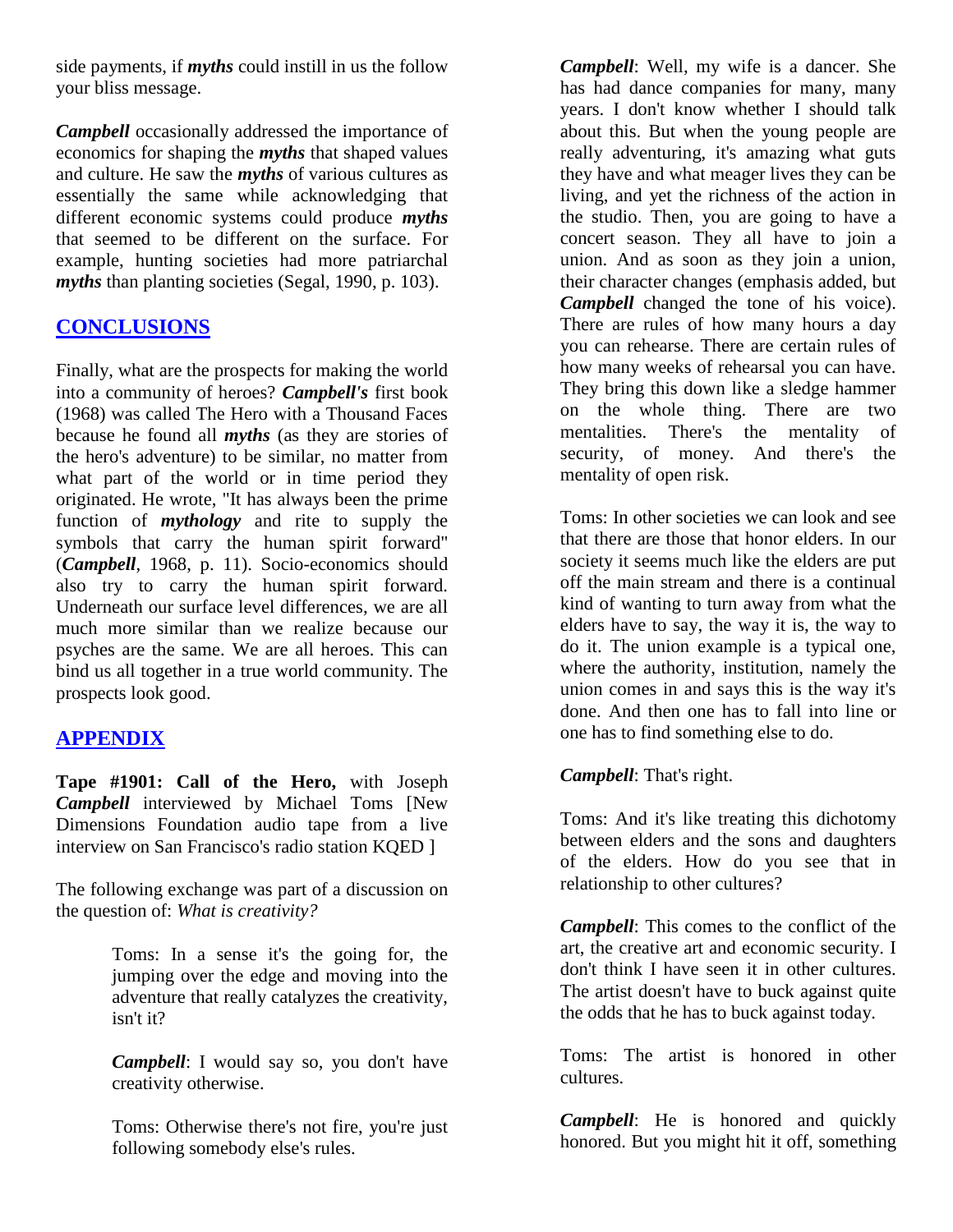side payments, if ***myths*** could instill in us the follow your bliss message.

***Campbell*** occasionally addressed the importance of economics for shaping the ***myths*** that shaped values and culture. He saw the ***myths*** of various cultures as essentially the same while acknowledging that different economic systems could produce ***myths*** that seemed to be different on the surface. For example, hunting societies had more patriarchal ***myths*** than planting societies (Segal, 1990, p. 103).

## CONCLUSIONS

Finally, what are the prospects for making the world into a community of heroes? ***Campbell's*** first book (1968) was called The Hero with a Thousand Faces because he found all ***myths*** (as they are stories of the hero's adventure) to be similar, no matter from what part of the world or in time period they originated. He wrote, "It has always been the prime function of ***mythology*** and rite to supply the symbols that carry the human spirit forward" (***Campbell***, 1968, p. 11). Socio-economics should also try to carry the human spirit forward. Underneath our surface level differences, we are all much more similar than we realize because our psyches are the same. We are all heroes. This can bind us all together in a true world community. The prospects look good.

## APPENDIX

**Tape #1901: Call of the Hero,** with Joseph ***Campbell*** interviewed by Michael Toms [New Dimensions Foundation audio tape from a live interview on San Francisco's radio station KQED ]

The following exchange was part of a discussion on the question of: *What is creativity?*

> Toms: In a sense it's the going for, the jumping over the edge and moving into the adventure that really catalyzes the creativity, isn't it?
>
> ***Campbell***: I would say so, you don't have creativity otherwise.
>
> Toms: Otherwise there's not fire, you're just following somebody else's rules.
>
> ***Campbell***: Well, my wife is a dancer. She has had dance companies for many, many years. I don't know whether I should talk about this. But when the young people are really adventuring, it's amazing what guts they have and what meager lives they can be living, and yet the richness of the action in the studio. Then, you are going to have a concert season. They all have to join a union. And as soon as they join a union, their character changes (emphasis added, but ***Campbell*** changed the tone of his voice). There are rules of how many hours a day you can rehearse. There are certain rules of how many weeks of rehearsal you can have. They bring this down like a sledge hammer on the whole thing. There are two mentalities. There's the mentality of security, of money. And there's the mentality of open risk.
>
> Toms: In other societies we can look and see that there are those that honor elders. In our society it seems much like the elders are put off the main stream and there is a continual kind of wanting to turn away from what the elders have to say, the way it is, the way to do it. The union example is a typical one, where the authority, institution, namely the union comes in and says this is the way it's done. And then one has to fall into line or one has to find something else to do.
>
> ***Campbell***: That's right.
>
> Toms: And it's like treating this dichotomy between elders and the sons and daughters of the elders. How do you see that in relationship to other cultures?
>
> ***Campbell***: This comes to the conflict of the art, the creative art and economic security. I don't think I have seen it in other cultures. The artist doesn't have to buck against quite the odds that he has to buck against today.
>
> Toms: The artist is honored in other cultures.
>
> ***Campbell***: He is honored and quickly honored. But you might hit it off, something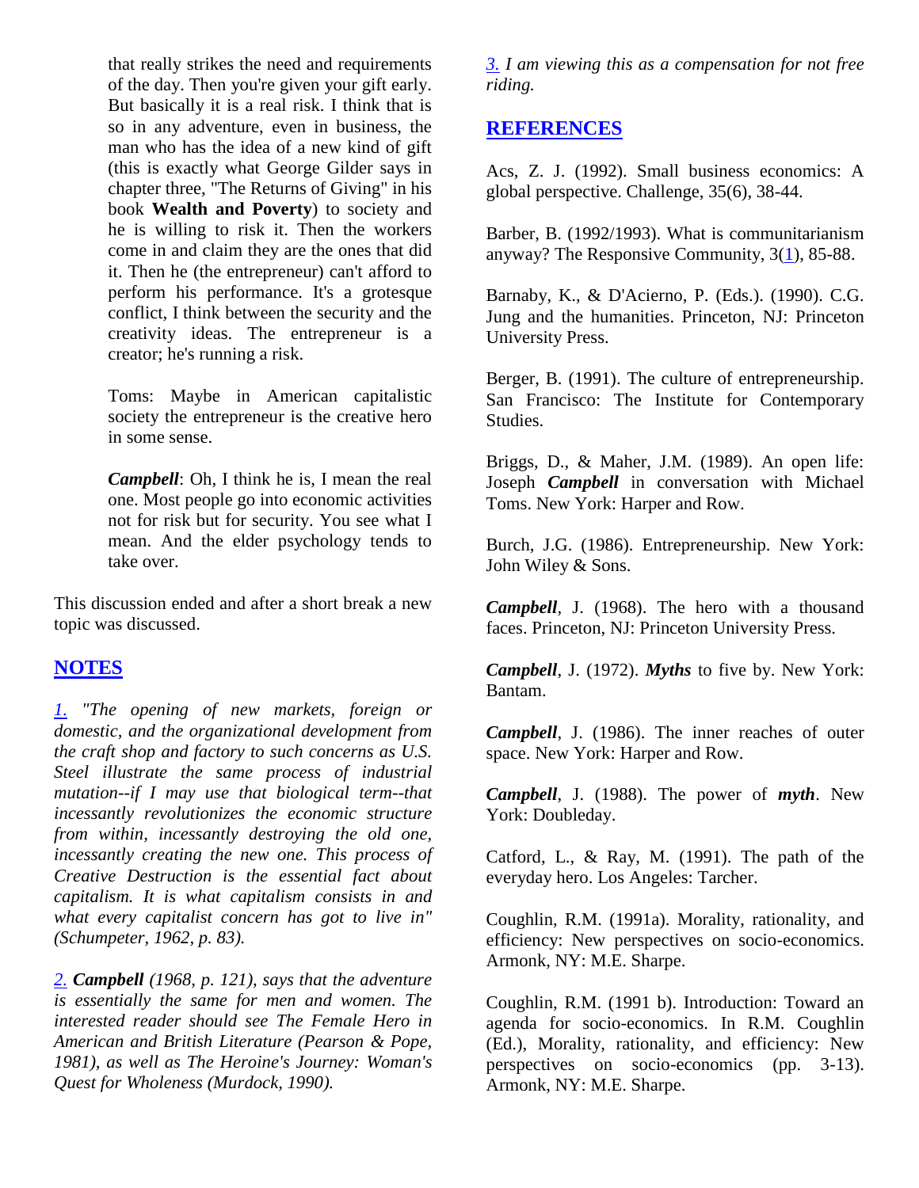that really strikes the need and requirements of the day. Then you're given your gift early. But basically it is a real risk. I think that is so in any adventure, even in business, the man who has the idea of a new kind of gift (this is exactly what George Gilder says in chapter three, "The Returns of Giving" in his book **Wealth and Poverty**) to society and he is willing to risk it. Then the workers come in and claim they are the ones that did it. Then he (the entrepreneur) can't afford to perform his performance. It's a grotesque conflict, I think between the security and the creativity ideas. The entrepreneur is a creator; he's running a risk.

Toms: Maybe in American capitalistic society the entrepreneur is the creative hero in some sense.

***Campbell***: Oh, I think he is, I mean the real one. Most people go into economic activities not for risk but for security. You see what I mean. And the elder psychology tends to take over.

This discussion ended and after a short break a new topic was discussed.

## NOTES

*1. "The opening of new markets, foreign or domestic, and the organizational development from the craft shop and factory to such concerns as U.S. Steel illustrate the same process of industrial mutation--if I may use that biological term--that incessantly revolutionizes the economic structure from within, incessantly destroying the old one, incessantly creating the new one. This process of Creative Destruction is the essential fact about capitalism. It is what capitalism consists in and what every capitalist concern has got to live in" (Schumpeter, 1962, p. 83).*

*2. **Campbell** (1968, p. 121), says that the adventure is essentially the same for men and women. The interested reader should see The Female Hero in American and British Literature (Pearson & Pope, 1981), as well as The Heroine's Journey: Woman's Quest for Wholeness (Murdock, 1990).*

*3. I am viewing this as a compensation for not free riding.*

## REFERENCES

Acs, Z. J. (1992). Small business economics: A global perspective. Challenge, 35(6), 38-44.

Barber, B. (1992/1993). What is communitarianism anyway? The Responsive Community, 3(1), 85-88.

Barnaby, K., & D'Acierno, P. (Eds.). (1990). C.G. Jung and the humanities. Princeton, NJ: Princeton University Press.

Berger, B. (1991). The culture of entrepreneurship. San Francisco: The Institute for Contemporary Studies.

Briggs, D., & Maher, J.M. (1989). An open life: Joseph ***Campbell*** in conversation with Michael Toms. New York: Harper and Row.

Burch, J.G. (1986). Entrepreneurship. New York: John Wiley & Sons.

***Campbell***, J. (1968). The hero with a thousand faces. Princeton, NJ: Princeton University Press.

***Campbell***, J. (1972). ***Myths*** to five by. New York: Bantam.

***Campbell***, J. (1986). The inner reaches of outer space. New York: Harper and Row.

***Campbell***, J. (1988). The power of ***myth***. New York: Doubleday.

Catford, L., & Ray, M. (1991). The path of the everyday hero. Los Angeles: Tarcher.

Coughlin, R.M. (1991a). Morality, rationality, and efficiency: New perspectives on socio-economics. Armonk, NY: M.E. Sharpe.

Coughlin, R.M. (1991 b). Introduction: Toward an agenda for socio-economics. In R.M. Coughlin (Ed.), Morality, rationality, and efficiency: New perspectives on socio-economics (pp. 3-13). Armonk, NY: M.E. Sharpe.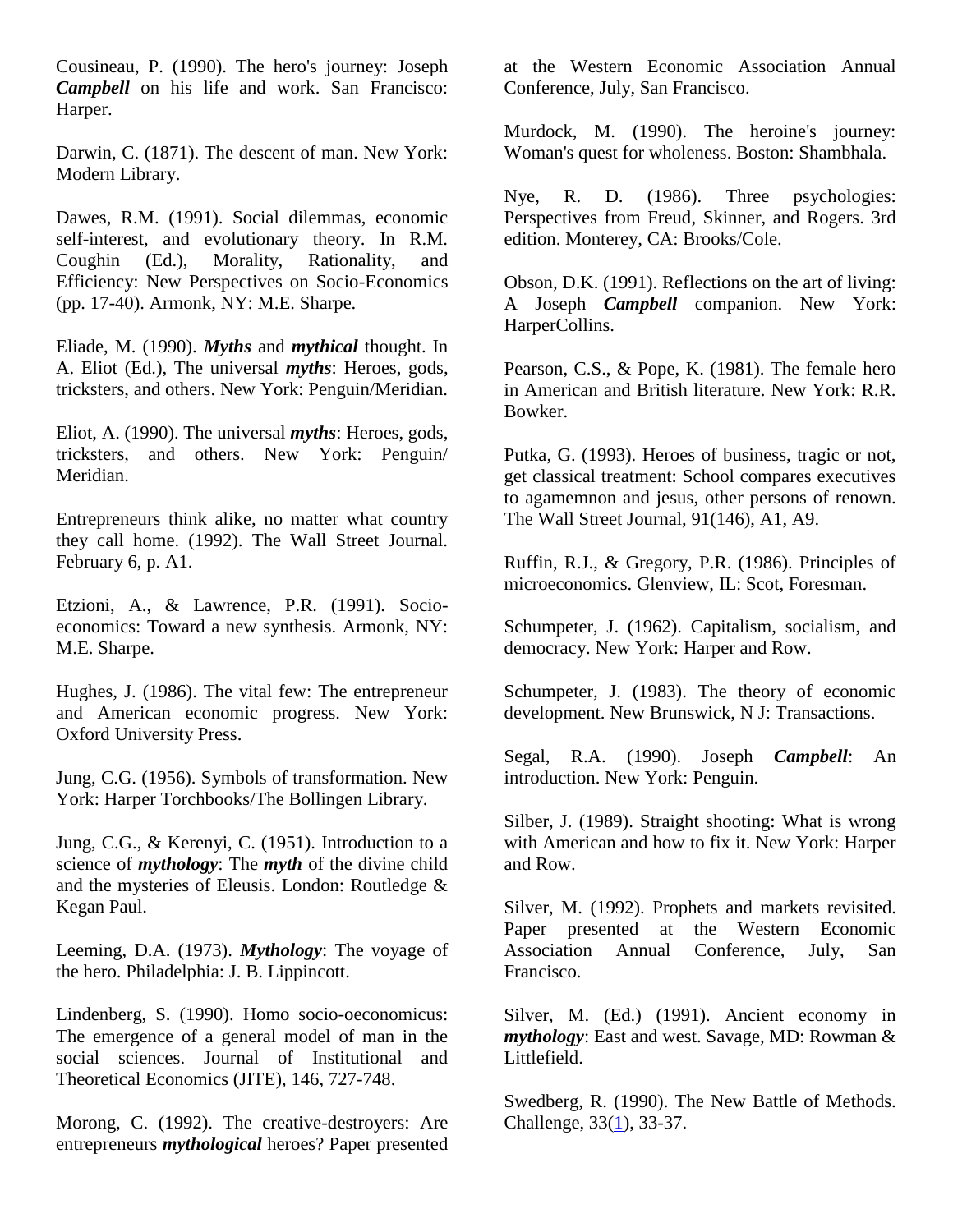Cousineau, P. (1990). The hero's journey: Joseph ***Campbell*** on his life and work. San Francisco: Harper.

Darwin, C. (1871). The descent of man. New York: Modern Library.

Dawes, R.M. (1991). Social dilemmas, economic self-interest, and evolutionary theory. In R.M. Coughin (Ed.), Morality, Rationality, and Efficiency: New Perspectives on Socio-Economics (pp. 17-40). Armonk, NY: M.E. Sharpe.

Eliade, M. (1990). ***Myths*** and ***mythical*** thought. In A. Eliot (Ed.), The universal ***myths***: Heroes, gods, tricksters, and others. New York: Penguin/Meridian.

Eliot, A. (1990). The universal ***myths***: Heroes, gods, tricksters, and others. New York: Penguin/ Meridian.

Entrepreneurs think alike, no matter what country they call home. (1992). The Wall Street Journal. February 6, p. A1.

Etzioni, A., & Lawrence, P.R. (1991). Socio-economics: Toward a new synthesis. Armonk, NY: M.E. Sharpe.

Hughes, J. (1986). The vital few: The entrepreneur and American economic progress. New York: Oxford University Press.

Jung, C.G. (1956). Symbols of transformation. New York: Harper Torchbooks/The Bollingen Library.

Jung, C.G., & Kerenyi, C. (1951). Introduction to a science of ***mythology***: The ***myth*** of the divine child and the mysteries of Eleusis. London: Routledge & Kegan Paul.

Leeming, D.A. (1973). ***Mythology***: The voyage of the hero. Philadelphia: J. B. Lippincott.

Lindenberg, S. (1990). Homo socio-oeconomicus: The emergence of a general model of man in the social sciences. Journal of Institutional and Theoretical Economics (JITE), 146, 727-748.

Morong, C. (1992). The creative-destroyers: Are entrepreneurs ***mythological*** heroes? Paper presented at the Western Economic Association Annual Conference, July, San Francisco.

Murdock, M. (1990). The heroine's journey: Woman's quest for wholeness. Boston: Shambhala.

Nye, R. D. (1986). Three psychologies: Perspectives from Freud, Skinner, and Rogers. 3rd edition. Monterey, CA: Brooks/Cole.

Obson, D.K. (1991). Reflections on the art of living: A Joseph ***Campbell*** companion. New York: HarperCollins.

Pearson, C.S., & Pope, K. (1981). The female hero in American and British literature. New York: R.R. Bowker.

Putka, G. (1993). Heroes of business, tragic or not, get classical treatment: School compares executives to agamemnon and jesus, other persons of renown. The Wall Street Journal, 91(146), A1, A9.

Ruffin, R.J., & Gregory, P.R. (1986). Principles of microeconomics. Glenview, IL: Scot, Foresman.

Schumpeter, J. (1962). Capitalism, socialism, and democracy. New York: Harper and Row.

Schumpeter, J. (1983). The theory of economic development. New Brunswick, N J: Transactions.

Segal, R.A. (1990). Joseph ***Campbell***: An introduction. New York: Penguin.

Silber, J. (1989). Straight shooting: What is wrong with American and how to fix it. New York: Harper and Row.

Silver, M. (1992). Prophets and markets revisited. Paper presented at the Western Economic Association Annual Conference, July, San Francisco.

Silver, M. (Ed.) (1991). Ancient economy in ***mythology***: East and west. Savage, MD: Rowman & Littlefield.

Swedberg, R. (1990). The New Battle of Methods. Challenge, 33(1), 33-37.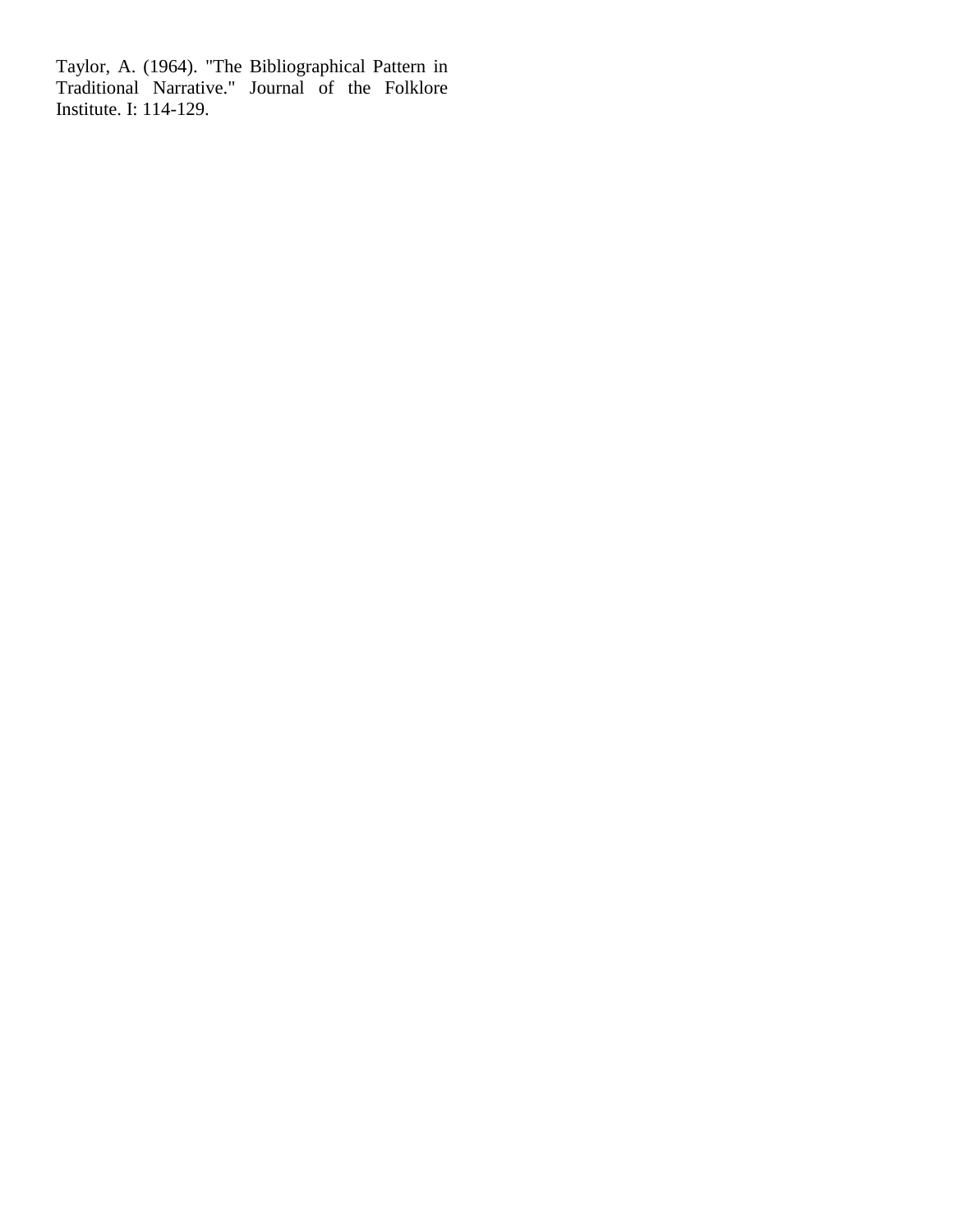Taylor, A. (1964). "The Bibliographical Pattern in Traditional Narrative." Journal of the Folklore Institute. I: 114-129.